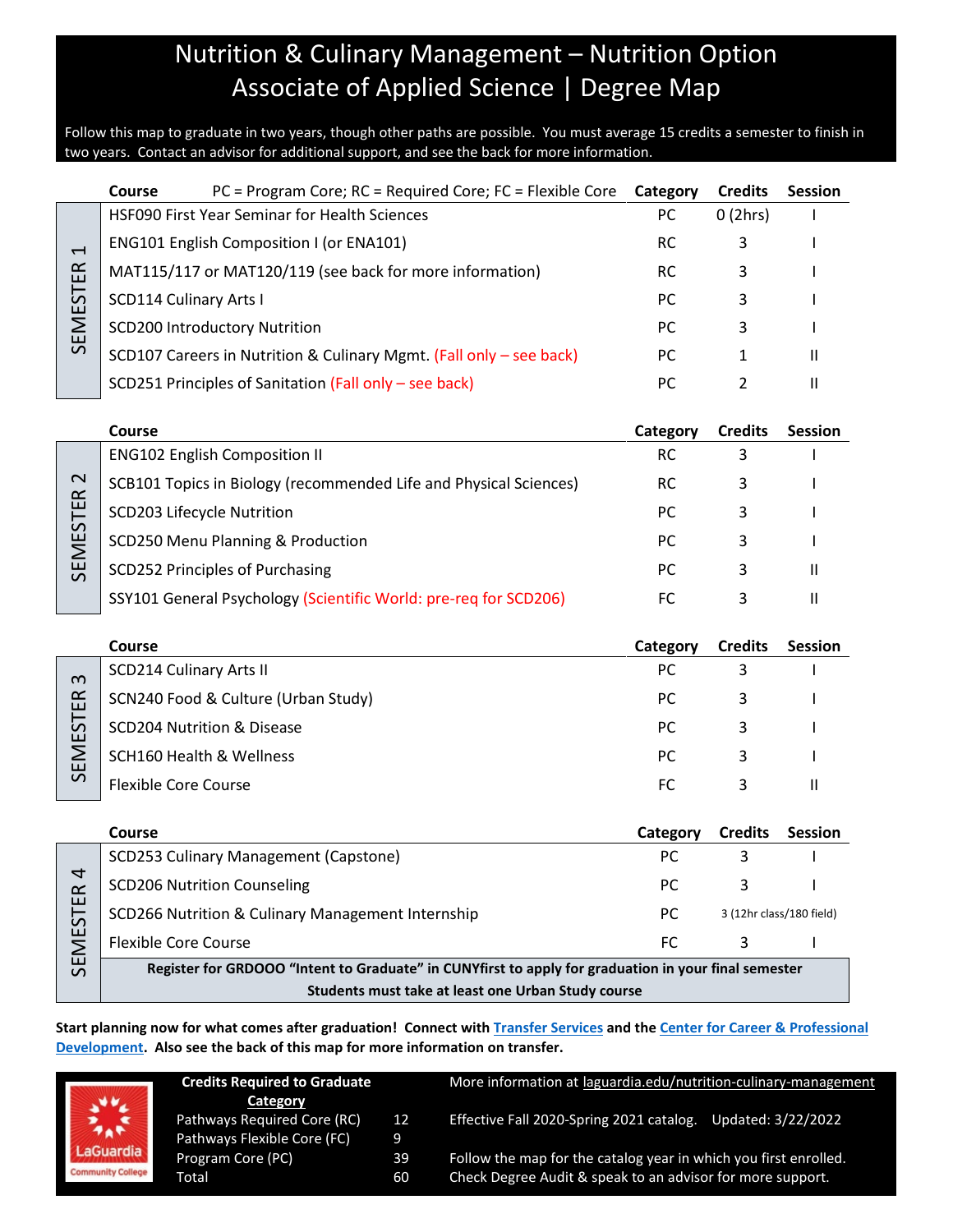# Nutrition & Culinary Management – Nutrition Option
# Associate of Applied Science | Degree Map

Follow this map to graduate in two years, though other paths are possible. You must average 15 credits a semester to finish in two years. Contact an advisor for additional support, and see the back for more information.

## SEMESTER 1

| Course PC = Program Core; RC = Required Core; FC = Flexible Core | Category | Credits | Session |
|---|---|---|---|
| HSF090 First Year Seminar for Health Sciences | PC | 0 (2hrs) | I |
| ENG101 English Composition I (or ENA101) | RC | 3 | I |
| MAT115/117 or MAT120/119 (see back for more information) | RC | 3 | I |
| SCD114 Culinary Arts I | PC | 3 | I |
| SCD200 Introductory Nutrition | PC | 3 | I |
| SCD107 Careers in Nutrition & Culinary Mgmt. (Fall only – see back) | PC | 1 | II |
| SCD251 Principles of Sanitation (Fall only – see back) | PC | 2 | II |

## SEMESTER 2

| Course | Category | Credits | Session |
|---|---|---|---|
| ENG102 English Composition II | RC | 3 | I |
| SCB101 Topics in Biology (recommended Life and Physical Sciences) | RC | 3 | I |
| SCD203 Lifecycle Nutrition | PC | 3 | I |
| SCD250 Menu Planning & Production | PC | 3 | I |
| SCD252 Principles of Purchasing | PC | 3 | II |
| SSY101 General Psychology (Scientific World: pre-req for SCD206) | FC | 3 | II |

## SEMESTER 3

| Course | Category | Credits | Session |
|---|---|---|---|
| SCD214 Culinary Arts II | PC | 3 | I |
| SCN240 Food & Culture (Urban Study) | PC | 3 | I |
| SCD204 Nutrition & Disease | PC | 3 | I |
| SCH160 Health & Wellness | PC | 3 | I |
| Flexible Core Course | FC | 3 | II |

## SEMESTER 4

| Course | Category | Credits | Session |
|---|---|---|---|
| SCD253 Culinary Management (Capstone) | PC | 3 | I |
| SCD206 Nutrition Counseling | PC | 3 | I |
| SCD266 Nutrition & Culinary Management Internship | PC | 3 (12hr class/180 field) | |
| Flexible Core Course | FC | 3 | I |

**Register for GRDOOO "Intent to Graduate" in CUNYfirst to apply for graduation in your final semester**

**Students must take at least one Urban Study course**

**Start planning now for what comes after graduation! Connect with Transfer Services and the Center for Career & Professional Development. Also see the back of this map for more information on transfer.**

| Credits Required to Graduate Category | |
|---|---|
| Pathways Required Core (RC) | 12 |
| Pathways Flexible Core (FC) | 9 |
| Program Core (PC) | 39 |
| Total | 60 |

More information at laguardia.edu/nutrition-culinary-management

Effective Fall 2020-Spring 2021 catalog. Updated: 3/22/2022

Follow the map for the catalog year in which you first enrolled.
Check Degree Audit & speak to an advisor for more support.

LaGuardia Community College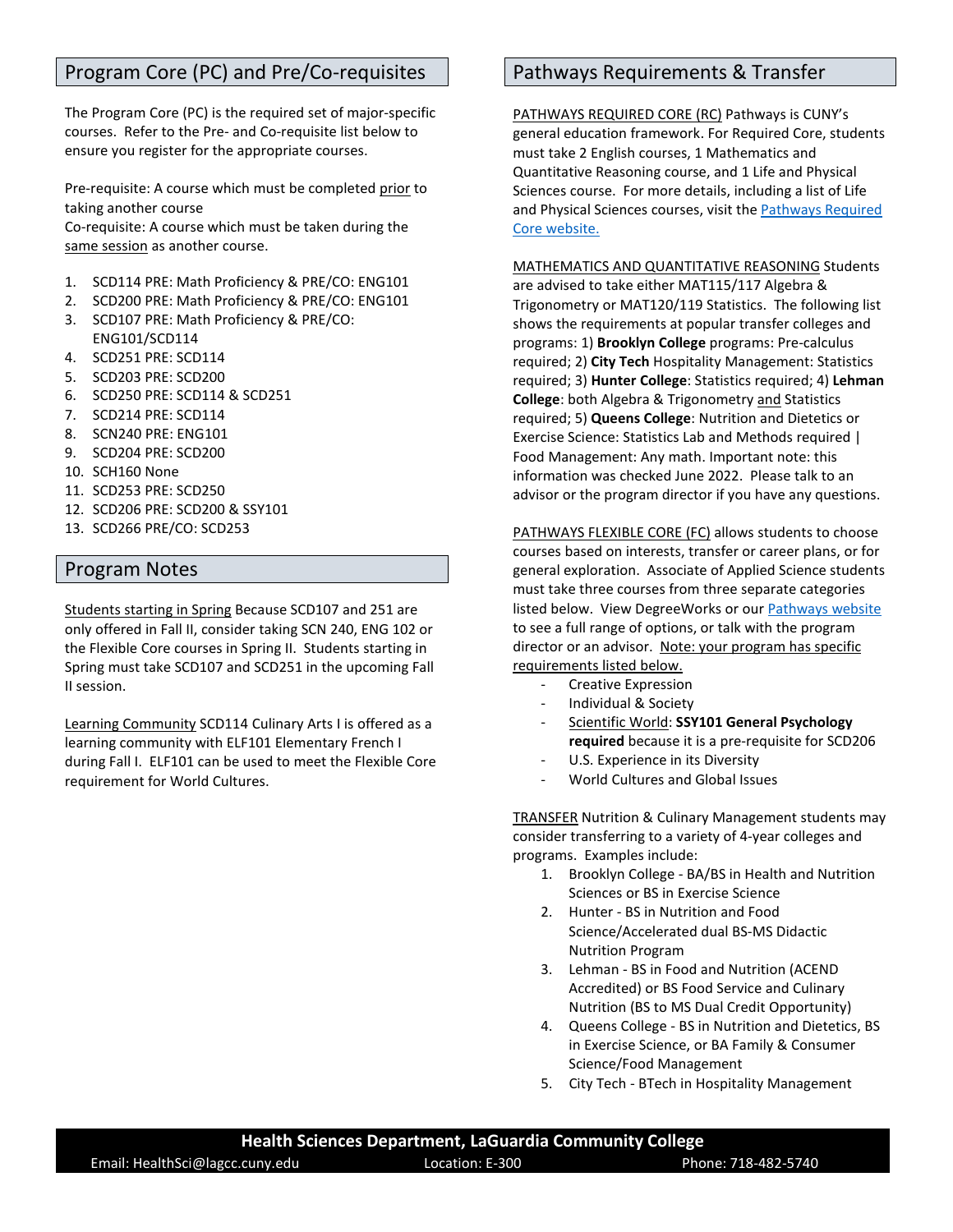## Program Core (PC) and Pre/Co-requisites

The Program Core (PC) is the required set of major-specific courses. Refer to the Pre- and Co-requisite list below to ensure you register for the appropriate courses.

Pre-requisite: A course which must be completed prior to taking another course
Co-requisite: A course which must be taken during the same session as another course.

1. SCD114 PRE: Math Proficiency & PRE/CO: ENG101
2. SCD200 PRE: Math Proficiency & PRE/CO: ENG101
3. SCD107 PRE: Math Proficiency & PRE/CO: ENG101/SCD114
4. SCD251 PRE: SCD114
5. SCD203 PRE: SCD200
6. SCD250 PRE: SCD114 & SCD251
7. SCD214 PRE: SCD114
8. SCN240 PRE: ENG101
9. SCD204 PRE: SCD200
10. SCH160 None
11. SCD253 PRE: SCD250
12. SCD206 PRE: SCD200 & SSY101
13. SCD266 PRE/CO: SCD253

## Program Notes

Students starting in Spring Because SCD107 and 251 are only offered in Fall II, consider taking SCN 240, ENG 102 or the Flexible Core courses in Spring II. Students starting in Spring must take SCD107 and SCD251 in the upcoming Fall II session.

Learning Community SCD114 Culinary Arts I is offered as a learning community with ELF101 Elementary French I during Fall I. ELF101 can be used to meet the Flexible Core requirement for World Cultures.

## Pathways Requirements & Transfer

PATHWAYS REQUIRED CORE (RC) Pathways is CUNY's general education framework. For Required Core, students must take 2 English courses, 1 Mathematics and Quantitative Reasoning course, and 1 Life and Physical Sciences course. For more details, including a list of Life and Physical Sciences courses, visit the Pathways Required Core website.

MATHEMATICS AND QUANTITATIVE REASONING Students are advised to take either MAT115/117 Algebra & Trigonometry or MAT120/119 Statistics. The following list shows the requirements at popular transfer colleges and programs: 1) **Brooklyn College** programs: Pre-calculus required; 2) **City Tech** Hospitality Management: Statistics required; 3) **Hunter College**: Statistics required; 4) **Lehman College**: both Algebra & Trigonometry and Statistics required; 5) **Queens College**: Nutrition and Dietetics or Exercise Science: Statistics Lab and Methods required | Food Management: Any math. Important note: this information was checked June 2022. Please talk to an advisor or the program director if you have any questions.

PATHWAYS FLEXIBLE CORE (FC) allows students to choose courses based on interests, transfer or career plans, or for general exploration. Associate of Applied Science students must take three courses from three separate categories listed below. View DegreeWorks or our Pathways website to see a full range of options, or talk with the program director or an advisor. Note: your program has specific requirements listed below.

- Creative Expression
- Individual & Society
- Scientific World: **SSY101 General Psychology required** because it is a pre-requisite for SCD206
- U.S. Experience in its Diversity
- World Cultures and Global Issues

TRANSFER Nutrition & Culinary Management students may consider transferring to a variety of 4-year colleges and programs. Examples include:

1. Brooklyn College - BA/BS in Health and Nutrition Sciences or BS in Exercise Science
2. Hunter - BS in Nutrition and Food Science/Accelerated dual BS-MS Didactic Nutrition Program
3. Lehman - BS in Food and Nutrition (ACEND Accredited) or BS Food Service and Culinary Nutrition (BS to MS Dual Credit Opportunity)
4. Queens College - BS in Nutrition and Dietetics, BS in Exercise Science, or BA Family & Consumer Science/Food Management
5. City Tech - BTech in Hospitality Management

**Health Sciences Department, LaGuardia Community College**
Email: HealthSci@lagcc.cuny.edu Location: E-300 Phone: 718-482-5740